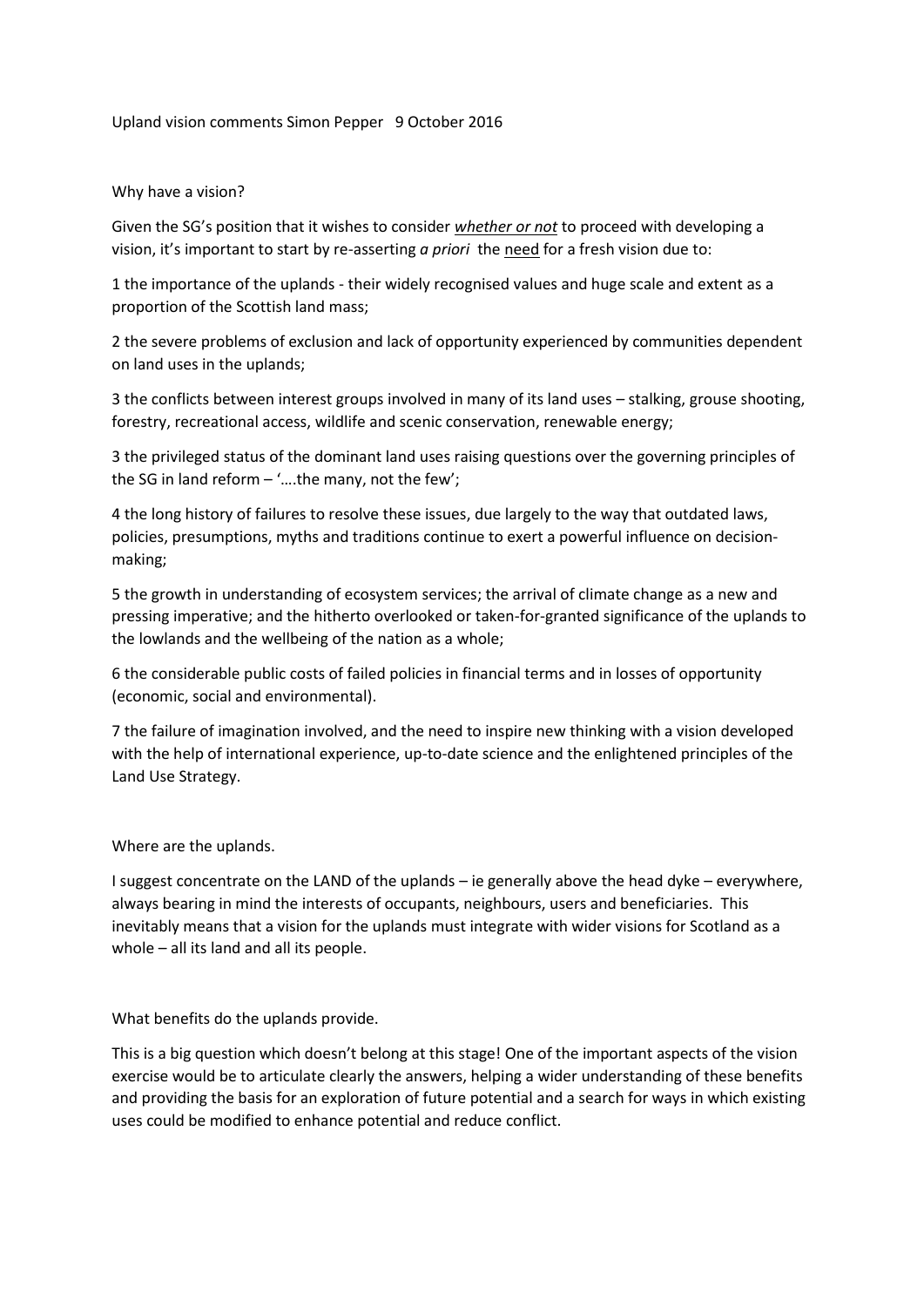Upland vision comments Simon Pepper 9 October 2016

Why have a vision?

Given the SG's position that it wishes to consider ***whether or not*** to proceed with developing a vision, it's important to start by re-asserting *a priori* the need for a fresh vision due to:

1 the importance of the uplands - their widely recognised values and huge scale and extent as a proportion of the Scottish land mass;

2 the severe problems of exclusion and lack of opportunity experienced by communities dependent on land uses in the uplands;

3 the conflicts between interest groups involved in many of its land uses – stalking, grouse shooting, forestry, recreational access, wildlife and scenic conservation, renewable energy;

3 the privileged status of the dominant land uses raising questions over the governing principles of the SG in land reform – '….the many, not the few';

4 the long history of failures to resolve these issues, due largely to the way that outdated laws, policies, presumptions, myths and traditions continue to exert a powerful influence on decision-making;

5 the growth in understanding of ecosystem services; the arrival of climate change as a new and pressing imperative; and the hitherto overlooked or taken-for-granted significance of the uplands to the lowlands and the wellbeing of the nation as a whole;

6 the considerable public costs of failed policies in financial terms and in losses of opportunity (economic, social and environmental).

7 the failure of imagination involved, and the need to inspire new thinking with a vision developed with the help of international experience, up-to-date science and the enlightened principles of the Land Use Strategy.

Where are the uplands.

I suggest concentrate on the LAND of the uplands – ie generally above the head dyke – everywhere, always bearing in mind the interests of occupants, neighbours, users and beneficiaries. This inevitably means that a vision for the uplands must integrate with wider visions for Scotland as a whole – all its land and all its people.

What benefits do the uplands provide.

This is a big question which doesn't belong at this stage! One of the important aspects of the vision exercise would be to articulate clearly the answers, helping a wider understanding of these benefits and providing the basis for an exploration of future potential and a search for ways in which existing uses could be modified to enhance potential and reduce conflict.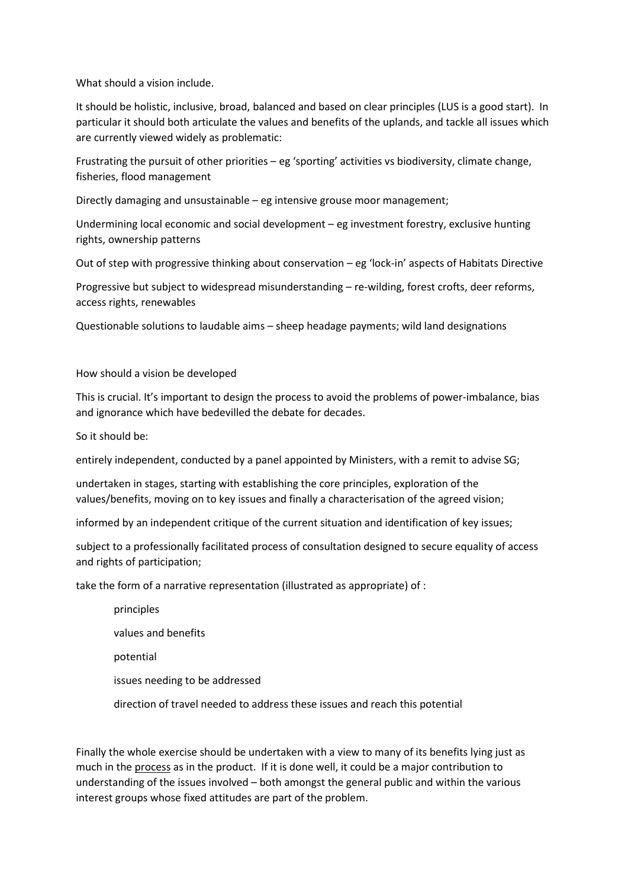What should a vision include.

It should be holistic, inclusive, broad, balanced and based on clear principles (LUS is a good start). In particular it should both articulate the values and benefits of the uplands, and tackle all issues which are currently viewed widely as problematic:

Frustrating the pursuit of other priorities – eg 'sporting' activities vs biodiversity, climate change, fisheries, flood management

Directly damaging and unsustainable – eg intensive grouse moor management;

Undermining local economic and social development – eg investment forestry, exclusive hunting rights, ownership patterns

Out of step with progressive thinking about conservation – eg 'lock-in' aspects of Habitats Directive

Progressive but subject to widespread misunderstanding – re-wilding, forest crofts, deer reforms, access rights, renewables

Questionable solutions to laudable aims – sheep headage payments; wild land designations

How should a vision be developed

This is crucial. It's important to design the process to avoid the problems of power-imbalance, bias and ignorance which have bedevilled the debate for decades.

So it should be:

entirely independent, conducted by a panel appointed by Ministers, with a remit to advise SG;

undertaken in stages, starting with establishing the core principles, exploration of the values/benefits, moving on to key issues and finally a characterisation of the agreed vision;

informed by an independent critique of the current situation and identification of key issues;

subject to a professionally facilitated process of consultation designed to secure equality of access and rights of participation;

take the form of a narrative representation (illustrated as appropriate) of :

- principles
- values and benefits
- potential
- issues needing to be addressed
- direction of travel needed to address these issues and reach this potential

Finally the whole exercise should be undertaken with a view to many of its benefits lying just as much in the <u>process</u> as in the product. If it is done well, it could be a major contribution to understanding of the issues involved – both amongst the general public and within the various interest groups whose fixed attitudes are part of the problem.